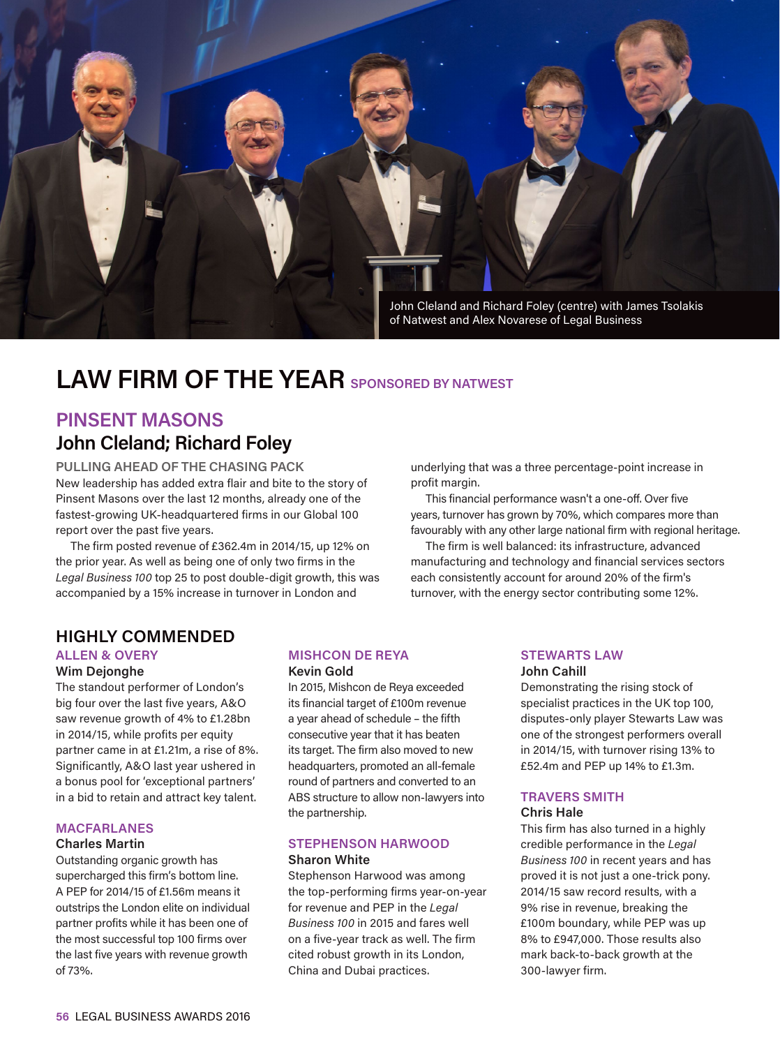John Cleland and Richard Foley (centre) with James Tsolakis of Natwest and Alex Novarese of Legal Business

# LAW FIRM OF THE YEAR SPONSORED BY NATWEST

## PINSENT MASONS

### John Cleland; Richard Foley

**PULLING AHEAD OF THE CHASING PACK**

New leadership has added extra flair and bite to the story of Pinsent Masons over the last 12 months, already one of the fastest-growing UK-headquartered firms in our Global 100 report over the past five years.

The firm posted revenue of £362.4m in 2014/15, up 12% on the prior year. As well as being one of only two firms in the *Legal Business 100* top 25 to post double-digit growth, this was accompanied by a 15% increase in turnover in London and underlying that was a three percentage-point increase in profit margin.

This financial performance wasn't a one-off. Over five years, turnover has grown by 70%, which compares more than favourably with any other large national firm with regional heritage.

The firm is well balanced: its infrastructure, advanced manufacturing and technology and financial services sectors each consistently account for around 20% of the firm's turnover, with the energy sector contributing some 12%.

## HIGHLY COMMENDED

### ALLEN & OVERY

**Wim Dejonghe**

The standout performer of London's big four over the last five years, A&O saw revenue growth of 4% to £1.28bn in 2014/15, while profits per equity partner came in at £1.21m, a rise of 8%. Significantly, A&O last year ushered in a bonus pool for 'exceptional partners' in a bid to retain and attract key talent.

### MACFARLANES

**Charles Martin**

Outstanding organic growth has supercharged this firm's bottom line. A PEP for 2014/15 of £1.56m means it outstrips the London elite on individual partner profits while it has been one of the most successful top 100 firms over the last five years with revenue growth of 73%.

### MISHCON DE REYA

**Kevin Gold**

In 2015, Mishcon de Reya exceeded its financial target of £100m revenue a year ahead of schedule – the fifth consecutive year that it has beaten its target. The firm also moved to new headquarters, promoted an all-female round of partners and converted to an ABS structure to allow non-lawyers into the partnership.

### STEPHENSON HARWOOD

**Sharon White**

Stephenson Harwood was among the top-performing firms year-on-year for revenue and PEP in the *Legal Business 100* in 2015 and fares well on a five-year track as well. The firm cited robust growth in its London, China and Dubai practices.

### STEWARTS LAW

**John Cahill**

Demonstrating the rising stock of specialist practices in the UK top 100, disputes-only player Stewarts Law was one of the strongest performers overall in 2014/15, with turnover rising 13% to £52.4m and PEP up 14% to £1.3m.

### TRAVERS SMITH

**Chris Hale**

This firm has also turned in a highly credible performance in the *Legal Business 100* in recent years and has proved it is not just a one-trick pony. 2014/15 saw record results, with a 9% rise in revenue, breaking the £100m boundary, while PEP was up 8% to £947,000. Those results also mark back-to-back growth at the 300-lawyer firm.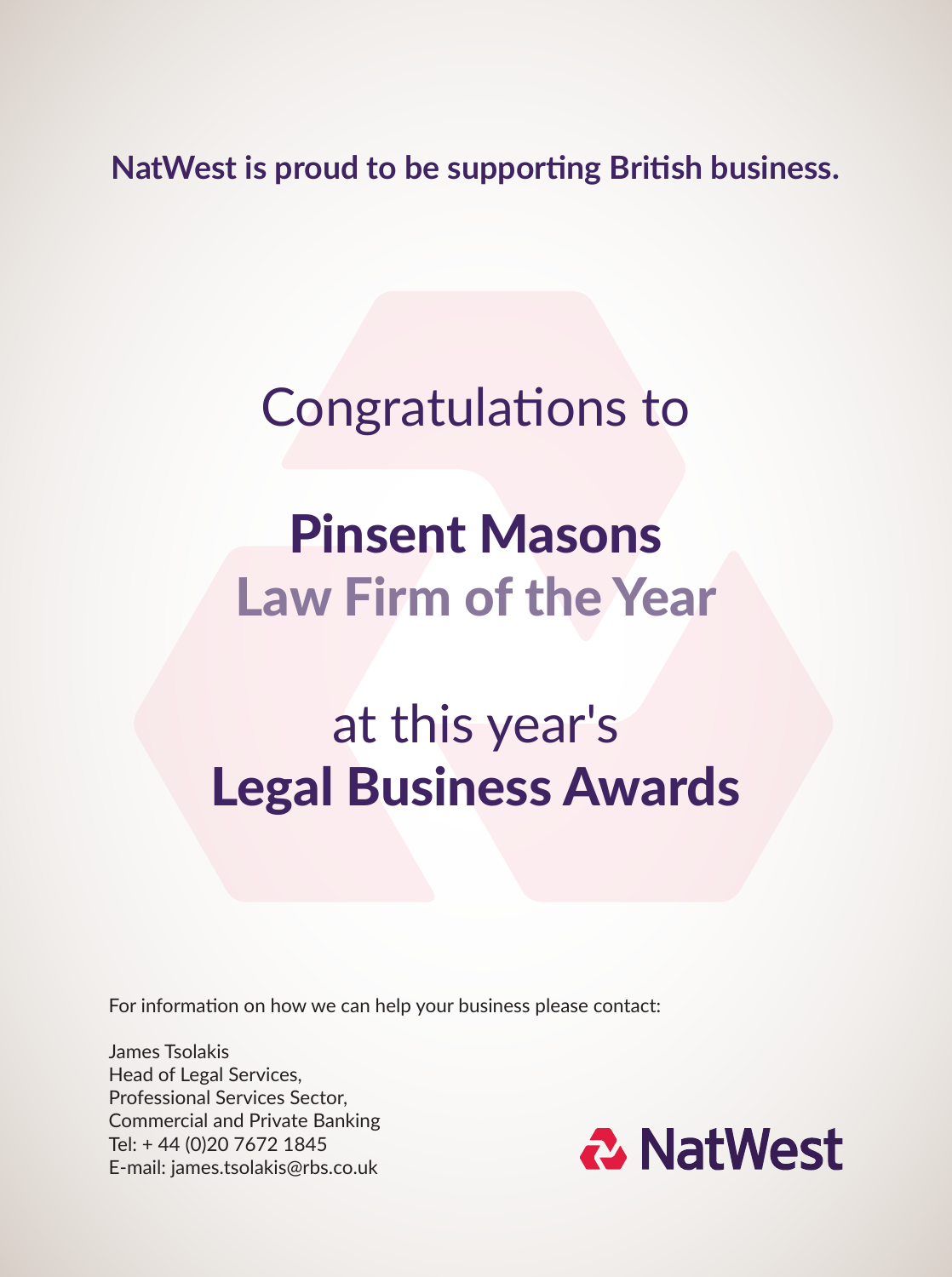**NatWest is proud to be supporting British business.**

Congratulations to

# Pinsent Masons

## Law Firm of the Year

at this year's

## Legal Business Awards

For information on how we can help your business please contact:

James Tsolakis
Head of Legal Services,
Professional Services Sector,
Commercial and Private Banking
Tel: + 44 (0)20 7672 1845
E-mail: james.tsolakis@rbs.co.uk

NatWest